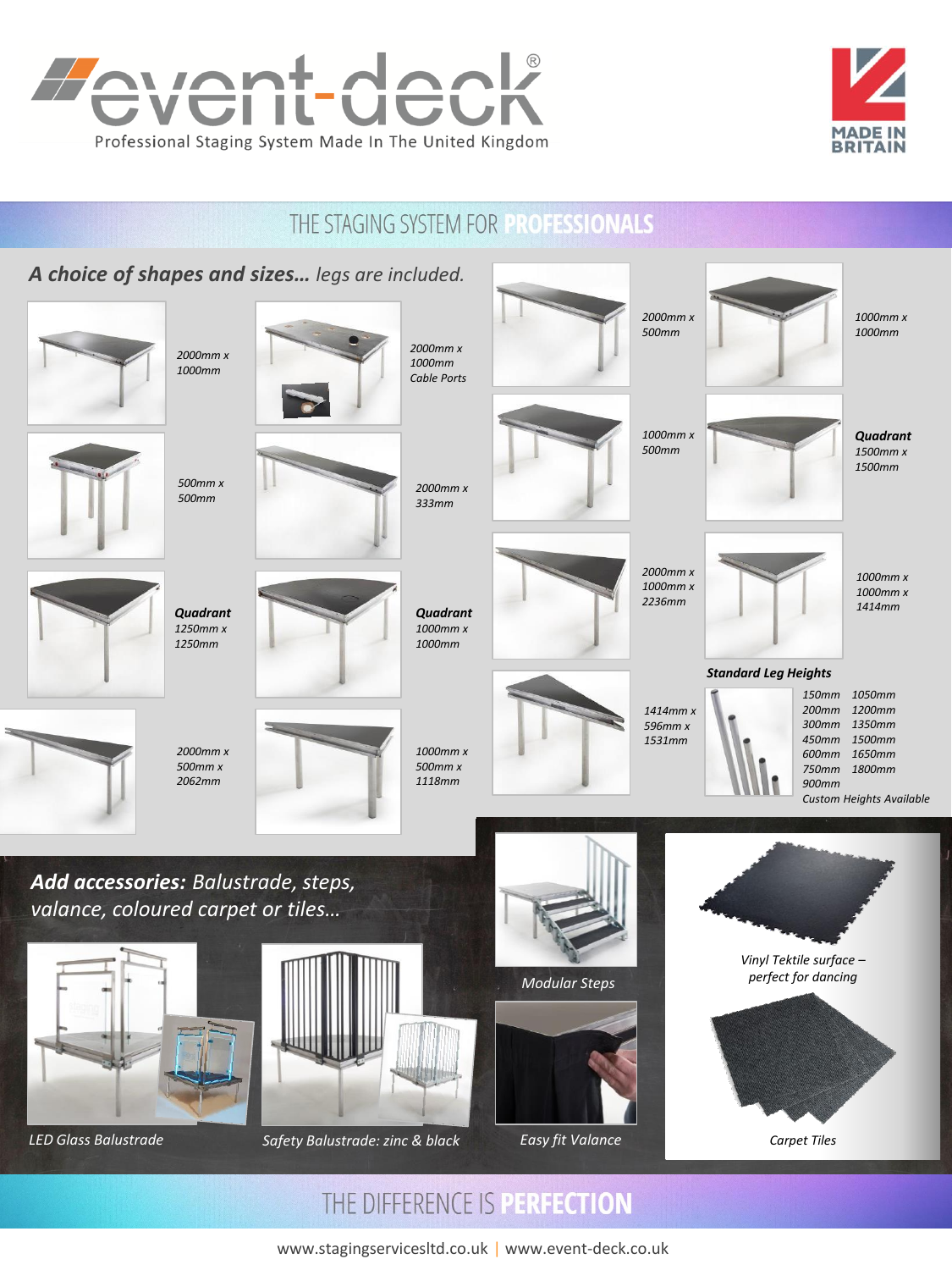# event-deck®

Professional Staging System Made In The United Kingdom

MADE IN BRITAIN

## THE STAGING SYSTEM FOR **PROFESSIONALS**

***A choice of shapes and sizes…*** *legs are included.*

*2000mm x 1000mm*

*2000mm x 1000mm Cable Ports*

*500mm x 500mm*

*2000mm x 333mm*

***Quadrant*** *1250mm x 1250mm*

***Quadrant*** *1000mm x 1000mm*

*2000mm x 500mm x 2062mm*

*1000mm x 500mm x 1118mm*

*2000mm x 500mm*

*1000mm x 1000mm*

*1000mm x 500mm*

***Quadrant*** *1500mm x 1500mm*

*2000mm x 1000mm x 2236mm*

*1000mm x 1000mm x 1414mm*

*1414mm x 596mm x 1531mm*

***Standard Leg Heights***

| | |
|---|---|
| *150mm* | *1050mm* |
| *200mm* | *1200mm* |
| *300mm* | *1350mm* |
| *450mm* | *1500mm* |
| *600mm* | *1650mm* |
| *750mm* | *1800mm* |
| *900mm* | |

*Custom Heights Available*

***Add accessories:*** *Balustrade, steps, valance, coloured carpet or tiles…*

*LED Glass Balustrade*

*Safety Balustrade: zinc & black*

*Modular Steps*

*Easy fit Valance*

*Vinyl Tektile surface – perfect for dancing*

*Carpet Tiles*

## THE DIFFERENCE IS **PERFECTION**

www.stagingservicesltd.co.uk | www.event-deck.co.uk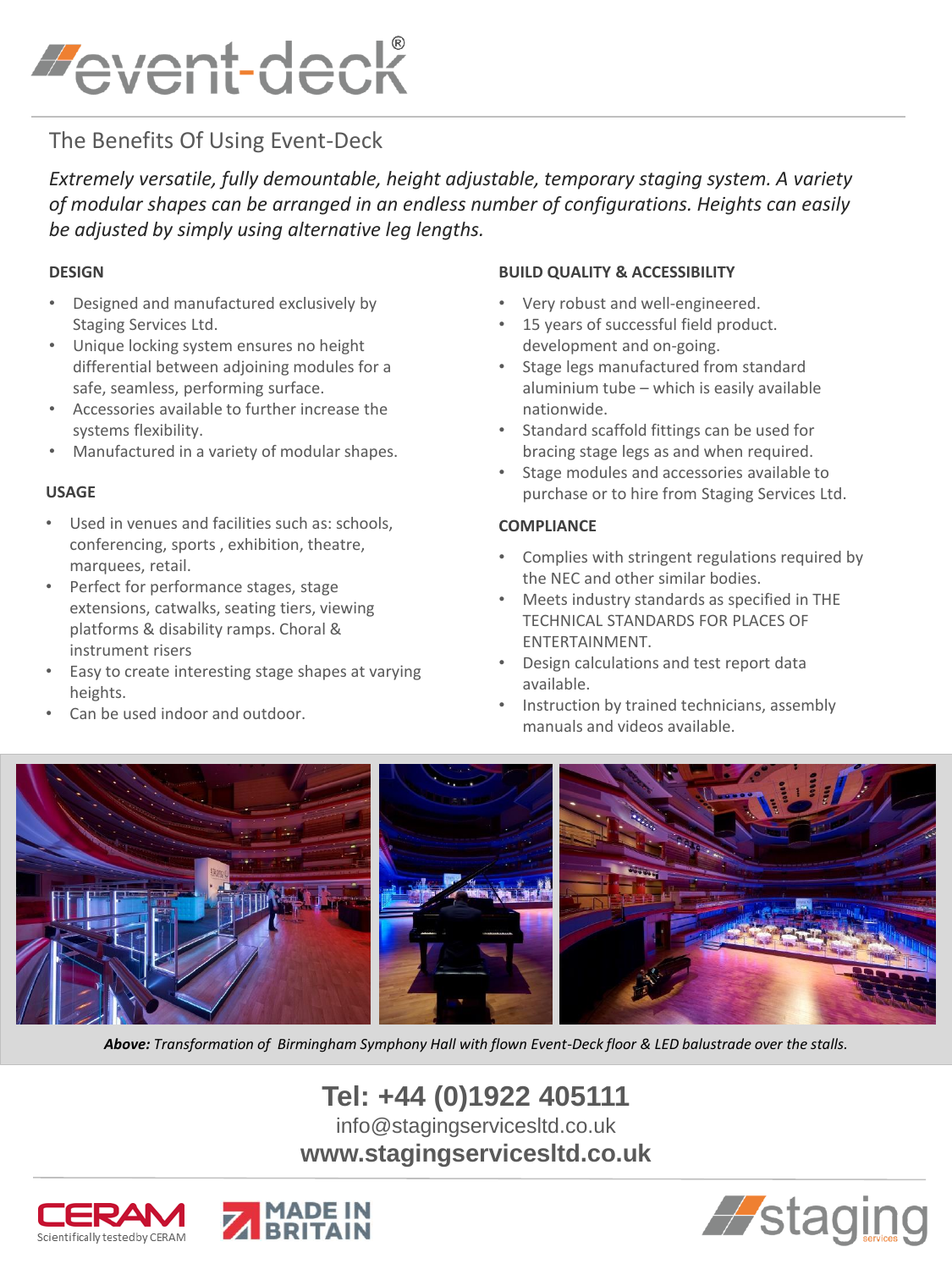# event-deck®

## The Benefits Of Using Event-Deck

*Extremely versatile, fully demountable, height adjustable, temporary staging system. A variety of modular shapes can be arranged in an endless number of configurations. Heights can easily be adjusted by simply using alternative leg lengths.*

### DESIGN

- Designed and manufactured exclusively by Staging Services Ltd.
- Unique locking system ensures no height differential between adjoining modules for a safe, seamless, performing surface.
- Accessories available to further increase the systems flexibility.
- Manufactured in a variety of modular shapes.

### USAGE

- Used in venues and facilities such as: schools, conferencing, sports , exhibition, theatre, marquees, retail.
- Perfect for performance stages, stage extensions, catwalks, seating tiers, viewing platforms & disability ramps. Choral & instrument risers
- Easy to create interesting stage shapes at varying heights.
- Can be used indoor and outdoor.

### BUILD QUALITY & ACCESSIBILITY

- Very robust and well-engineered.
- 15 years of successful field product. development and on-going.
- Stage legs manufactured from standard aluminium tube – which is easily available nationwide.
- Standard scaffold fittings can be used for bracing stage legs as and when required.
- Stage modules and accessories available to purchase or to hire from Staging Services Ltd.

### COMPLIANCE

- Complies with stringent regulations required by the NEC and other similar bodies.
- Meets industry standards as specified in THE TECHNICAL STANDARDS FOR PLACES OF ENTERTAINMENT.
- Design calculations and test report data available.
- Instruction by trained technicians, assembly manuals and videos available.

***Above:** Transformation of Birmingham Symphony Hall with flown Event-Deck floor & LED balustrade over the stalls.*

**Tel: +44 (0)1922 405111**

info@stagingservicesltd.co.uk

**www.stagingservicesltd.co.uk**

CERAM Scientifically tested by CERAM

MADE IN BRITAIN

staging services